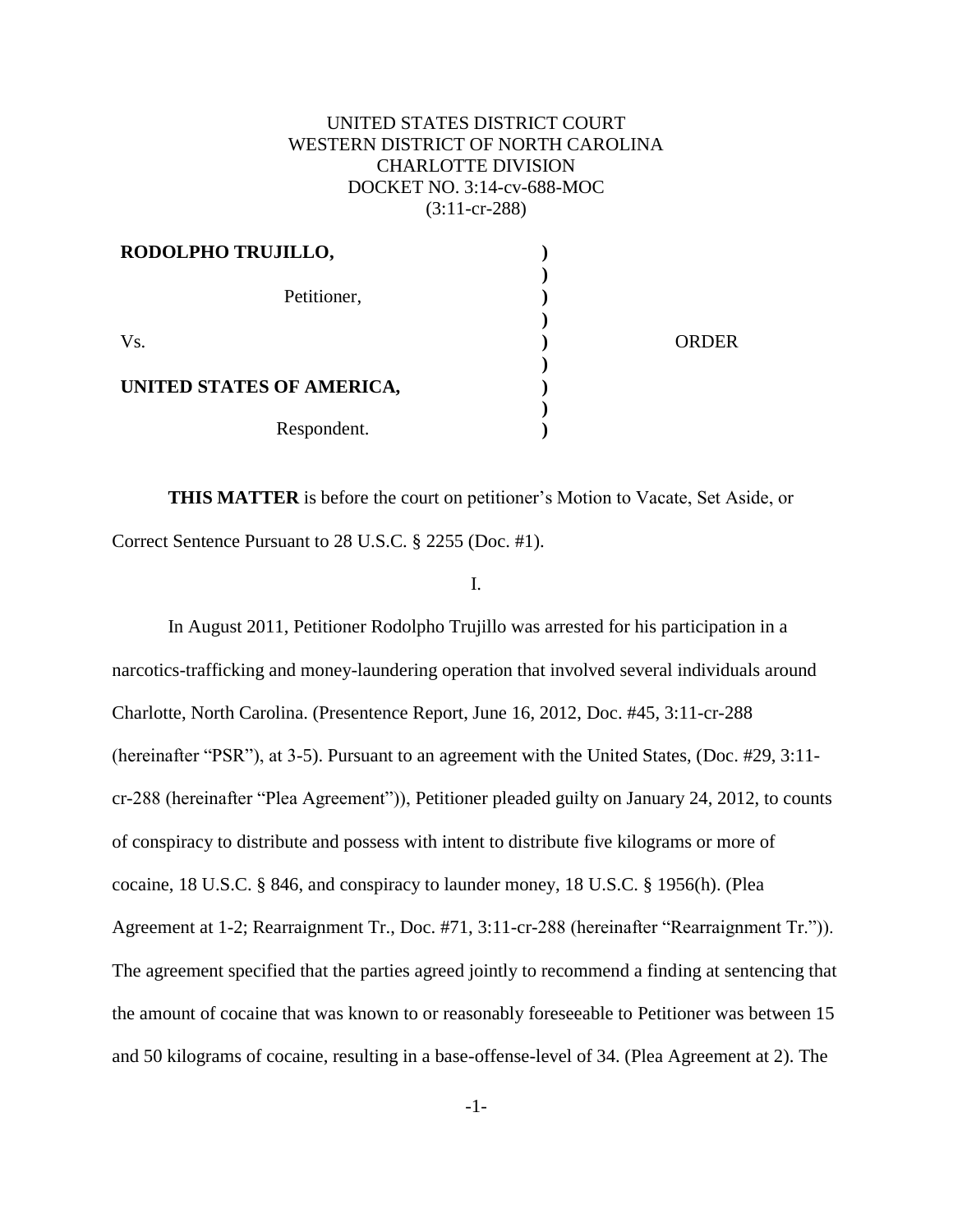UNITED STATES DISTRICT COURT
WESTERN DISTRICT OF NORTH CAROLINA
CHARLOTTE DIVISION
DOCKET NO. 3:14-cv-688-MOC
(3:11-cr-288)

| | | |
|---|---|---|
| **RODOLPHO TRUJILLO,** | **)** | |
| | **)** | |
| Petitioner, | **)** | |
| | **)** | |
| Vs. | **)** | ORDER |
| | **)** | |
| **UNITED STATES OF AMERICA,** | **)** | |
| | **)** | |
| Respondent. | **)** | |

**THIS MATTER** is before the court on petitioner's Motion to Vacate, Set Aside, or Correct Sentence Pursuant to 28 U.S.C. § 2255 (Doc. #1).

I.

In August 2011, Petitioner Rodolpho Trujillo was arrested for his participation in a narcotics-trafficking and money-laundering operation that involved several individuals around Charlotte, North Carolina. (Presentence Report, June 16, 2012, Doc. #45, 3:11-cr-288 (hereinafter "PSR"), at 3-5). Pursuant to an agreement with the United States, (Doc. #29, 3:11-cr-288 (hereinafter "Plea Agreement")), Petitioner pleaded guilty on January 24, 2012, to counts of conspiracy to distribute and possess with intent to distribute five kilograms or more of cocaine, 18 U.S.C. § 846, and conspiracy to launder money, 18 U.S.C. § 1956(h). (Plea Agreement at 1-2; Rearraignment Tr., Doc. #71, 3:11-cr-288 (hereinafter "Rearraignment Tr.")). The agreement specified that the parties agreed jointly to recommend a finding at sentencing that the amount of cocaine that was known to or reasonably foreseeable to Petitioner was between 15 and 50 kilograms of cocaine, resulting in a base-offense-level of 34. (Plea Agreement at 2). The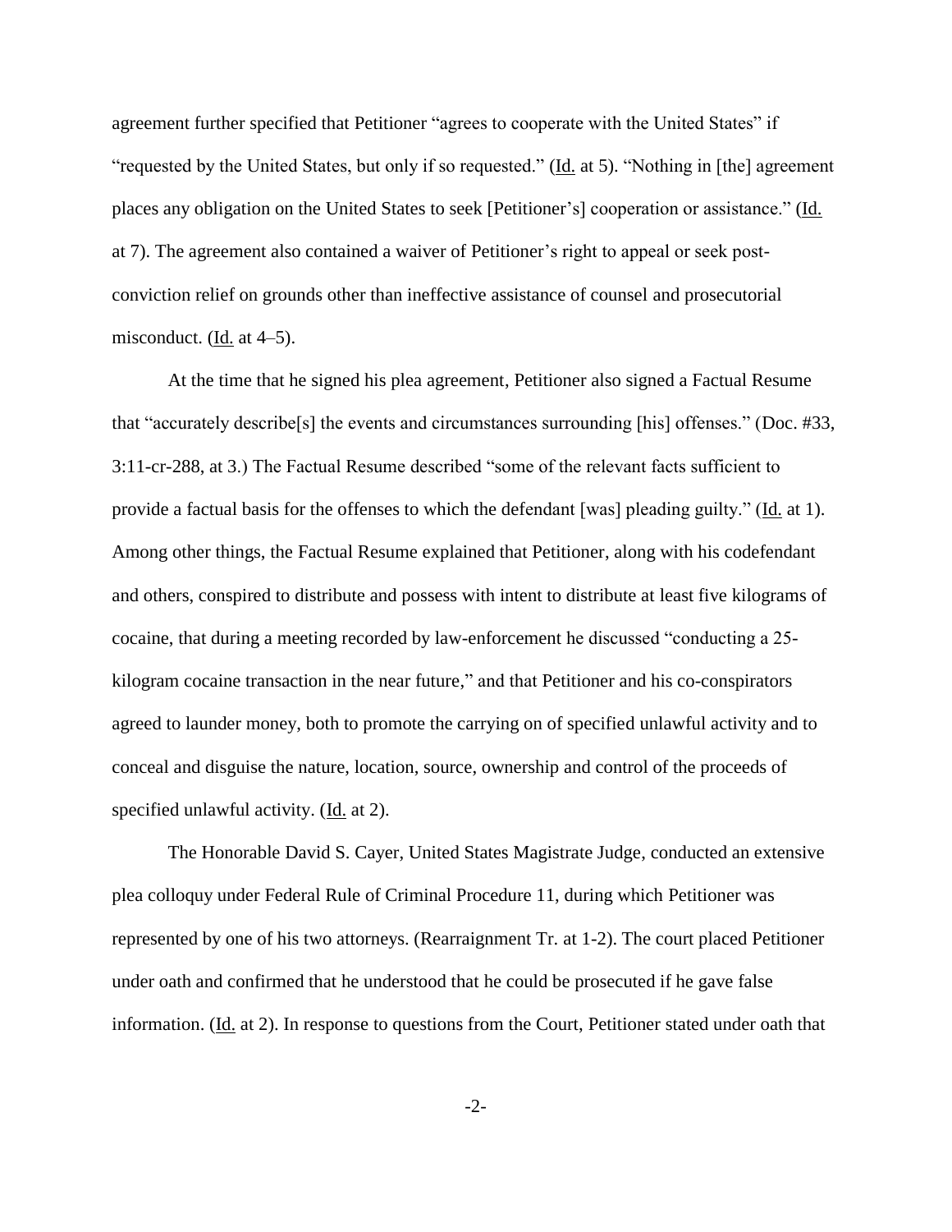agreement further specified that Petitioner "agrees to cooperate with the United States" if "requested by the United States, but only if so requested." (Id. at 5). "Nothing in [the] agreement places any obligation on the United States to seek [Petitioner's] cooperation or assistance." (Id. at 7). The agreement also contained a waiver of Petitioner's right to appeal or seek post-conviction relief on grounds other than ineffective assistance of counsel and prosecutorial misconduct. (Id. at 4–5).

At the time that he signed his plea agreement, Petitioner also signed a Factual Resume that "accurately describe[s] the events and circumstances surrounding [his] offenses." (Doc. #33, 3:11-cr-288, at 3.) The Factual Resume described "some of the relevant facts sufficient to provide a factual basis for the offenses to which the defendant [was] pleading guilty." (Id. at 1). Among other things, the Factual Resume explained that Petitioner, along with his codefendant and others, conspired to distribute and possess with intent to distribute at least five kilograms of cocaine, that during a meeting recorded by law-enforcement he discussed "conducting a 25-kilogram cocaine transaction in the near future," and that Petitioner and his co-conspirators agreed to launder money, both to promote the carrying on of specified unlawful activity and to conceal and disguise the nature, location, source, ownership and control of the proceeds of specified unlawful activity. (Id. at 2).

The Honorable David S. Cayer, United States Magistrate Judge, conducted an extensive plea colloquy under Federal Rule of Criminal Procedure 11, during which Petitioner was represented by one of his two attorneys. (Rearraignment Tr. at 1-2). The court placed Petitioner under oath and confirmed that he understood that he could be prosecuted if he gave false information. (Id. at 2). In response to questions from the Court, Petitioner stated under oath that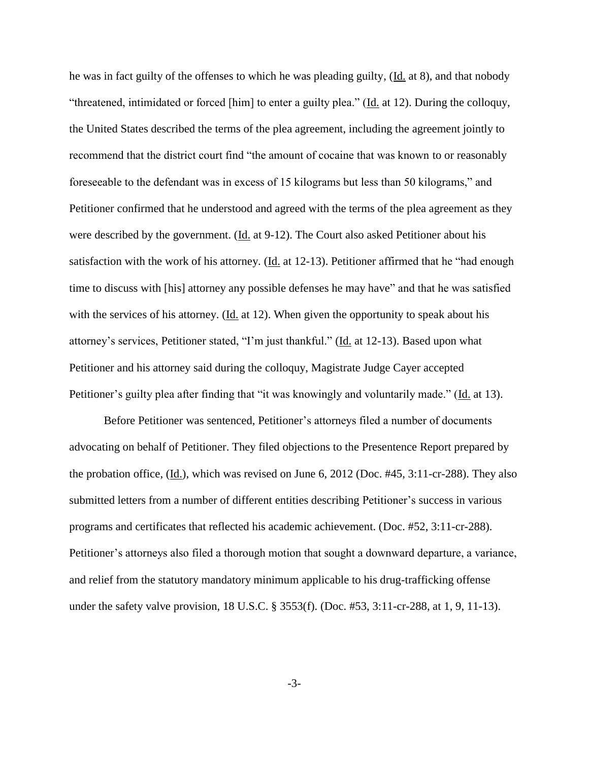he was in fact guilty of the offenses to which he was pleading guilty, (Id. at 8), and that nobody "threatened, intimidated or forced [him] to enter a guilty plea." (Id. at 12). During the colloquy, the United States described the terms of the plea agreement, including the agreement jointly to recommend that the district court find "the amount of cocaine that was known to or reasonably foreseeable to the defendant was in excess of 15 kilograms but less than 50 kilograms," and Petitioner confirmed that he understood and agreed with the terms of the plea agreement as they were described by the government. (Id. at 9-12). The Court also asked Petitioner about his satisfaction with the work of his attorney. (Id. at 12-13). Petitioner affirmed that he "had enough time to discuss with [his] attorney any possible defenses he may have" and that he was satisfied with the services of his attorney. (Id. at 12). When given the opportunity to speak about his attorney's services, Petitioner stated, "I'm just thankful." (Id. at 12-13). Based upon what Petitioner and his attorney said during the colloquy, Magistrate Judge Cayer accepted Petitioner's guilty plea after finding that "it was knowingly and voluntarily made." (Id. at 13).

Before Petitioner was sentenced, Petitioner's attorneys filed a number of documents advocating on behalf of Petitioner. They filed objections to the Presentence Report prepared by the probation office, (Id.), which was revised on June 6, 2012 (Doc. #45, 3:11-cr-288). They also submitted letters from a number of different entities describing Petitioner's success in various programs and certificates that reflected his academic achievement. (Doc. #52, 3:11-cr-288). Petitioner's attorneys also filed a thorough motion that sought a downward departure, a variance, and relief from the statutory mandatory minimum applicable to his drug-trafficking offense under the safety valve provision, 18 U.S.C. § 3553(f). (Doc. #53, 3:11-cr-288, at 1, 9, 11-13).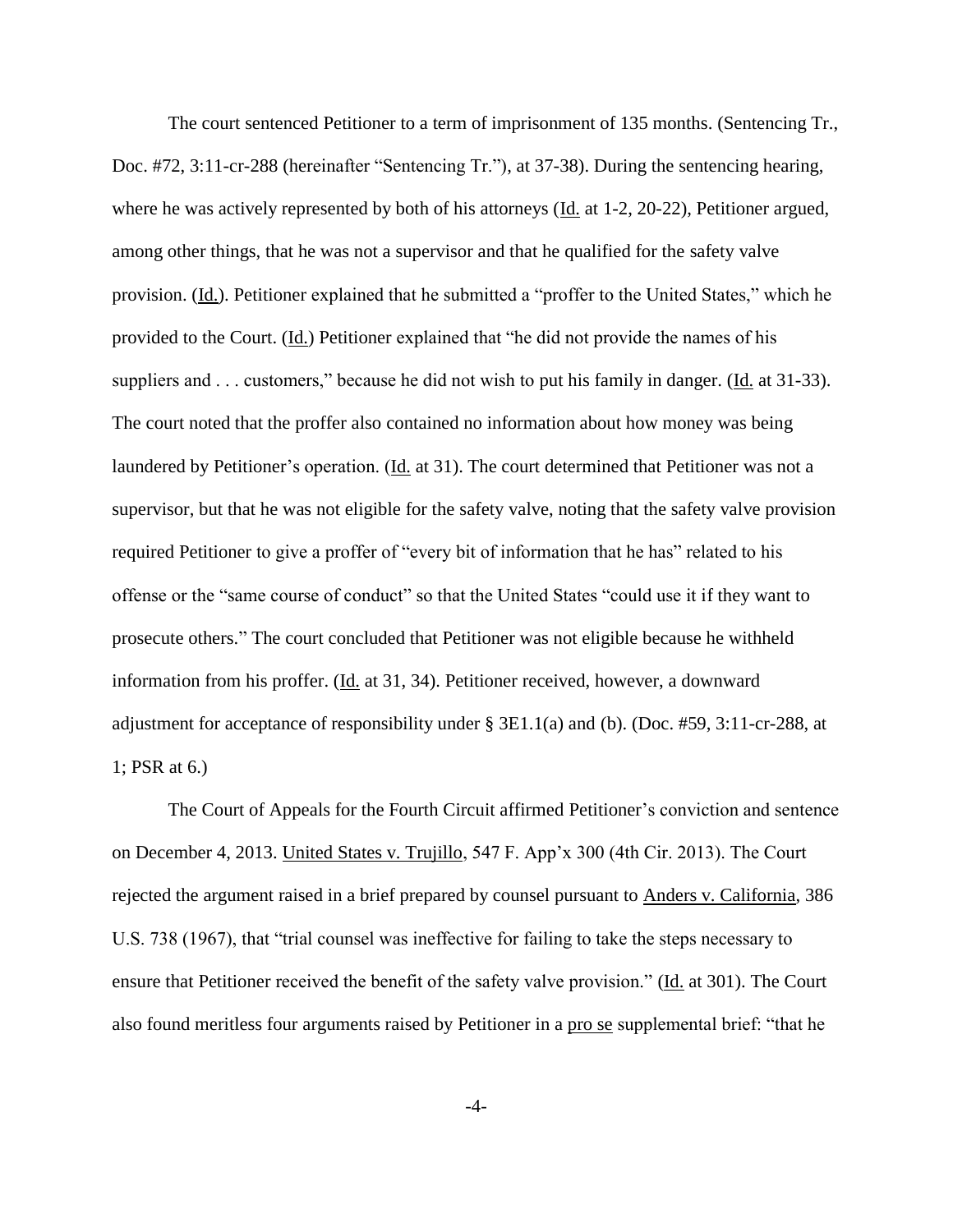The court sentenced Petitioner to a term of imprisonment of 135 months. (Sentencing Tr., Doc. #72, 3:11-cr-288 (hereinafter "Sentencing Tr."), at 37-38). During the sentencing hearing, where he was actively represented by both of his attorneys (Id. at 1-2, 20-22), Petitioner argued, among other things, that he was not a supervisor and that he qualified for the safety valve provision. (Id.). Petitioner explained that he submitted a "proffer to the United States," which he provided to the Court. (Id.) Petitioner explained that "he did not provide the names of his suppliers and . . . customers," because he did not wish to put his family in danger. (Id. at 31-33). The court noted that the proffer also contained no information about how money was being laundered by Petitioner's operation. (Id. at 31). The court determined that Petitioner was not a supervisor, but that he was not eligible for the safety valve, noting that the safety valve provision required Petitioner to give a proffer of "every bit of information that he has" related to his offense or the "same course of conduct" so that the United States "could use it if they want to prosecute others." The court concluded that Petitioner was not eligible because he withheld information from his proffer. (Id. at 31, 34). Petitioner received, however, a downward adjustment for acceptance of responsibility under § 3E1.1(a) and (b). (Doc. #59, 3:11-cr-288, at 1; PSR at 6.)

The Court of Appeals for the Fourth Circuit affirmed Petitioner's conviction and sentence on December 4, 2013. United States v. Trujillo, 547 F. App'x 300 (4th Cir. 2013). The Court rejected the argument raised in a brief prepared by counsel pursuant to Anders v. California, 386 U.S. 738 (1967), that "trial counsel was ineffective for failing to take the steps necessary to ensure that Petitioner received the benefit of the safety valve provision." (Id. at 301). The Court also found meritless four arguments raised by Petitioner in a pro se supplemental brief: "that he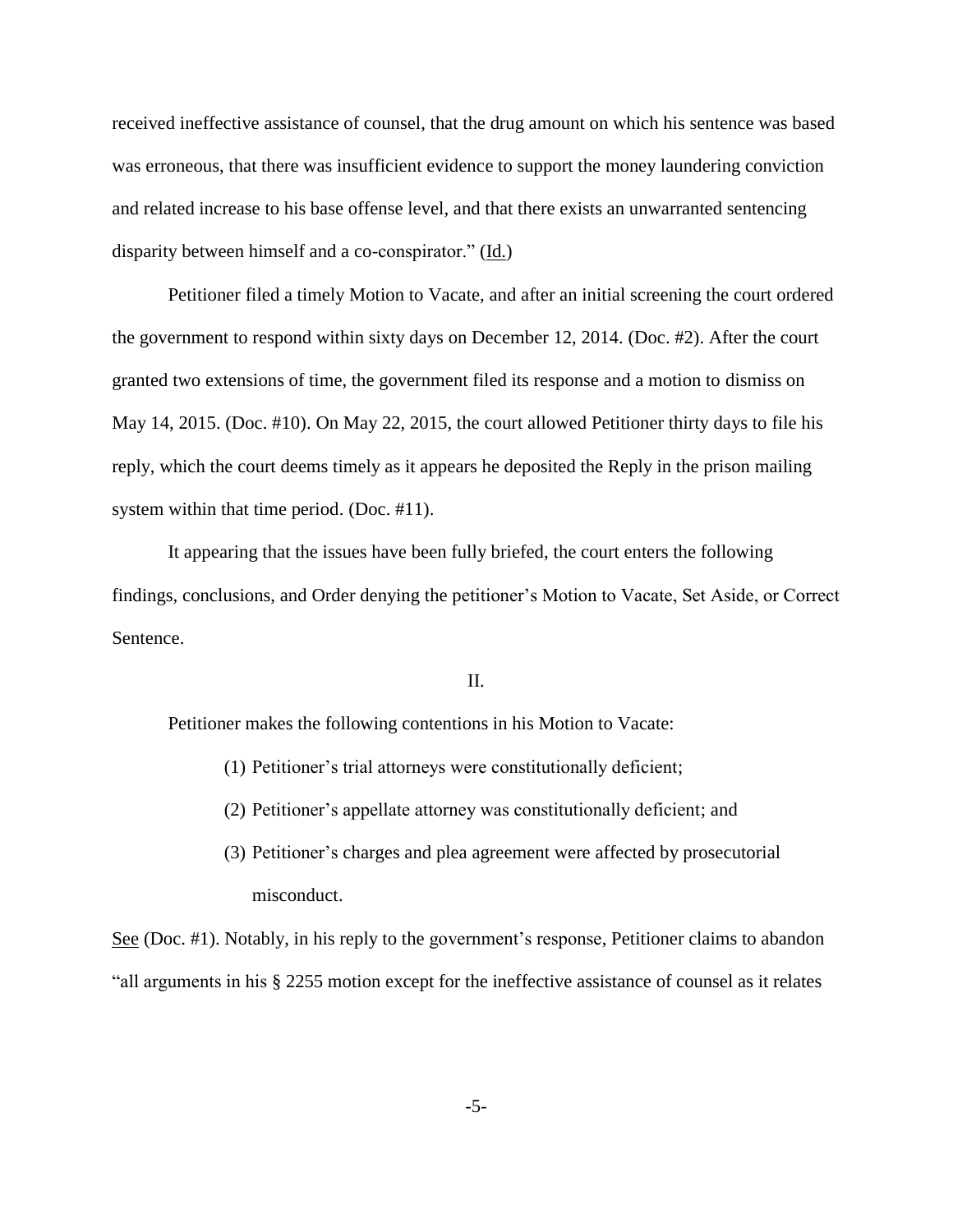received ineffective assistance of counsel, that the drug amount on which his sentence was based was erroneous, that there was insufficient evidence to support the money laundering conviction and related increase to his base offense level, and that there exists an unwarranted sentencing disparity between himself and a co-conspirator." (Id.)

Petitioner filed a timely Motion to Vacate, and after an initial screening the court ordered the government to respond within sixty days on December 12, 2014. (Doc. #2). After the court granted two extensions of time, the government filed its response and a motion to dismiss on May 14, 2015. (Doc. #10). On May 22, 2015, the court allowed Petitioner thirty days to file his reply, which the court deems timely as it appears he deposited the Reply in the prison mailing system within that time period. (Doc. #11).

It appearing that the issues have been fully briefed, the court enters the following findings, conclusions, and Order denying the petitioner's Motion to Vacate, Set Aside, or Correct Sentence.

II.

Petitioner makes the following contentions in his Motion to Vacate:

(1) Petitioner's trial attorneys were constitutionally deficient;

(2) Petitioner's appellate attorney was constitutionally deficient; and

(3) Petitioner's charges and plea agreement were affected by prosecutorial misconduct.

See (Doc. #1). Notably, in his reply to the government's response, Petitioner claims to abandon "all arguments in his § 2255 motion except for the ineffective assistance of counsel as it relates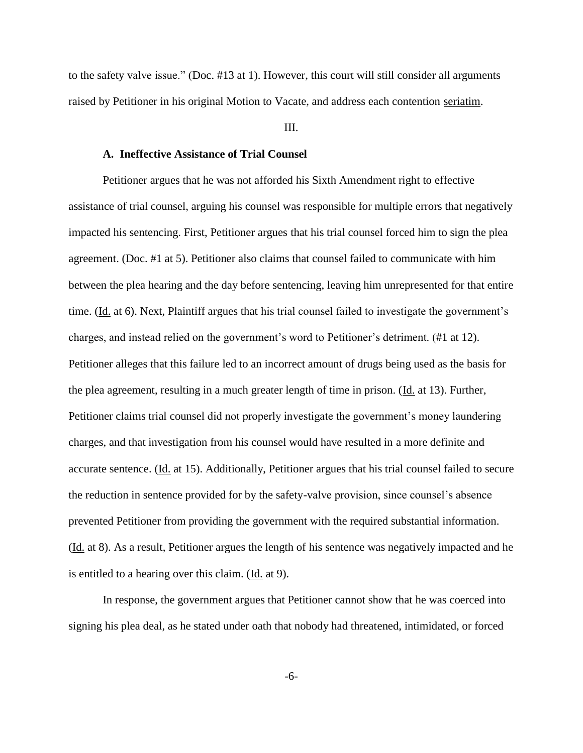to the safety valve issue." (Doc. #13 at 1). However, this court will still consider all arguments raised by Petitioner in his original Motion to Vacate, and address each contention seriatim.

III.

**A. Ineffective Assistance of Trial Counsel**

Petitioner argues that he was not afforded his Sixth Amendment right to effective assistance of trial counsel, arguing his counsel was responsible for multiple errors that negatively impacted his sentencing. First, Petitioner argues that his trial counsel forced him to sign the plea agreement. (Doc. #1 at 5). Petitioner also claims that counsel failed to communicate with him between the plea hearing and the day before sentencing, leaving him unrepresented for that entire time. (Id. at 6). Next, Plaintiff argues that his trial counsel failed to investigate the government's charges, and instead relied on the government's word to Petitioner's detriment. (#1 at 12). Petitioner alleges that this failure led to an incorrect amount of drugs being used as the basis for the plea agreement, resulting in a much greater length of time in prison. (Id. at 13). Further, Petitioner claims trial counsel did not properly investigate the government's money laundering charges, and that investigation from his counsel would have resulted in a more definite and accurate sentence. (Id. at 15). Additionally, Petitioner argues that his trial counsel failed to secure the reduction in sentence provided for by the safety-valve provision, since counsel's absence prevented Petitioner from providing the government with the required substantial information. (Id. at 8). As a result, Petitioner argues the length of his sentence was negatively impacted and he is entitled to a hearing over this claim. (Id. at 9).

In response, the government argues that Petitioner cannot show that he was coerced into signing his plea deal, as he stated under oath that nobody had threatened, intimidated, or forced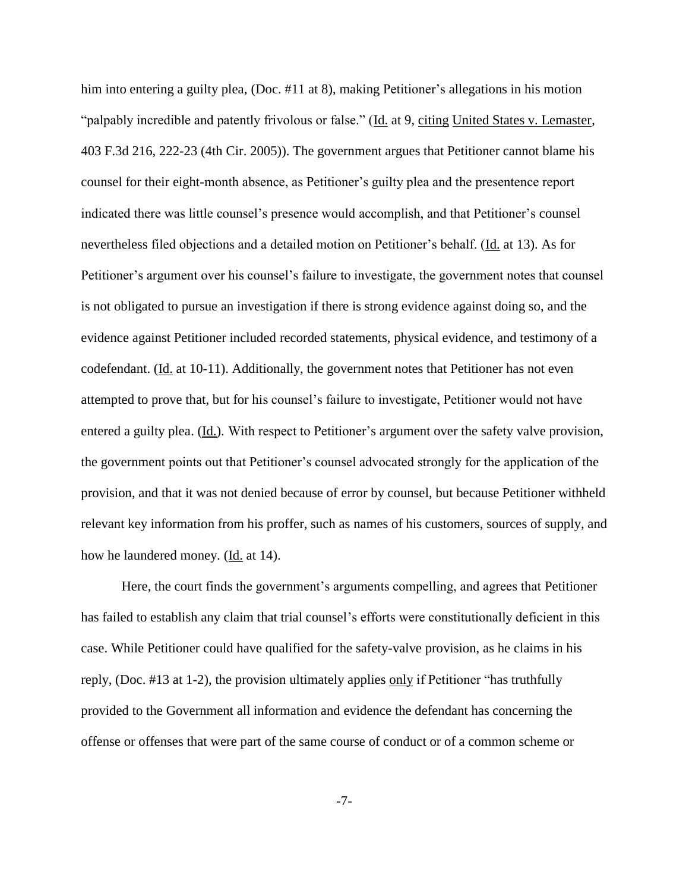him into entering a guilty plea, (Doc. #11 at 8), making Petitioner's allegations in his motion "palpably incredible and patently frivolous or false." (Id. at 9, citing United States v. Lemaster, 403 F.3d 216, 222-23 (4th Cir. 2005)). The government argues that Petitioner cannot blame his counsel for their eight-month absence, as Petitioner's guilty plea and the presentence report indicated there was little counsel's presence would accomplish, and that Petitioner's counsel nevertheless filed objections and a detailed motion on Petitioner's behalf. (Id. at 13). As for Petitioner's argument over his counsel's failure to investigate, the government notes that counsel is not obligated to pursue an investigation if there is strong evidence against doing so, and the evidence against Petitioner included recorded statements, physical evidence, and testimony of a codefendant. (Id. at 10-11). Additionally, the government notes that Petitioner has not even attempted to prove that, but for his counsel's failure to investigate, Petitioner would not have entered a guilty plea. (Id.). With respect to Petitioner's argument over the safety valve provision, the government points out that Petitioner's counsel advocated strongly for the application of the provision, and that it was not denied because of error by counsel, but because Petitioner withheld relevant key information from his proffer, such as names of his customers, sources of supply, and how he laundered money. (Id. at 14).

Here, the court finds the government's arguments compelling, and agrees that Petitioner has failed to establish any claim that trial counsel's efforts were constitutionally deficient in this case. While Petitioner could have qualified for the safety-valve provision, as he claims in his reply, (Doc. #13 at 1-2), the provision ultimately applies only if Petitioner "has truthfully provided to the Government all information and evidence the defendant has concerning the offense or offenses that were part of the same course of conduct or of a common scheme or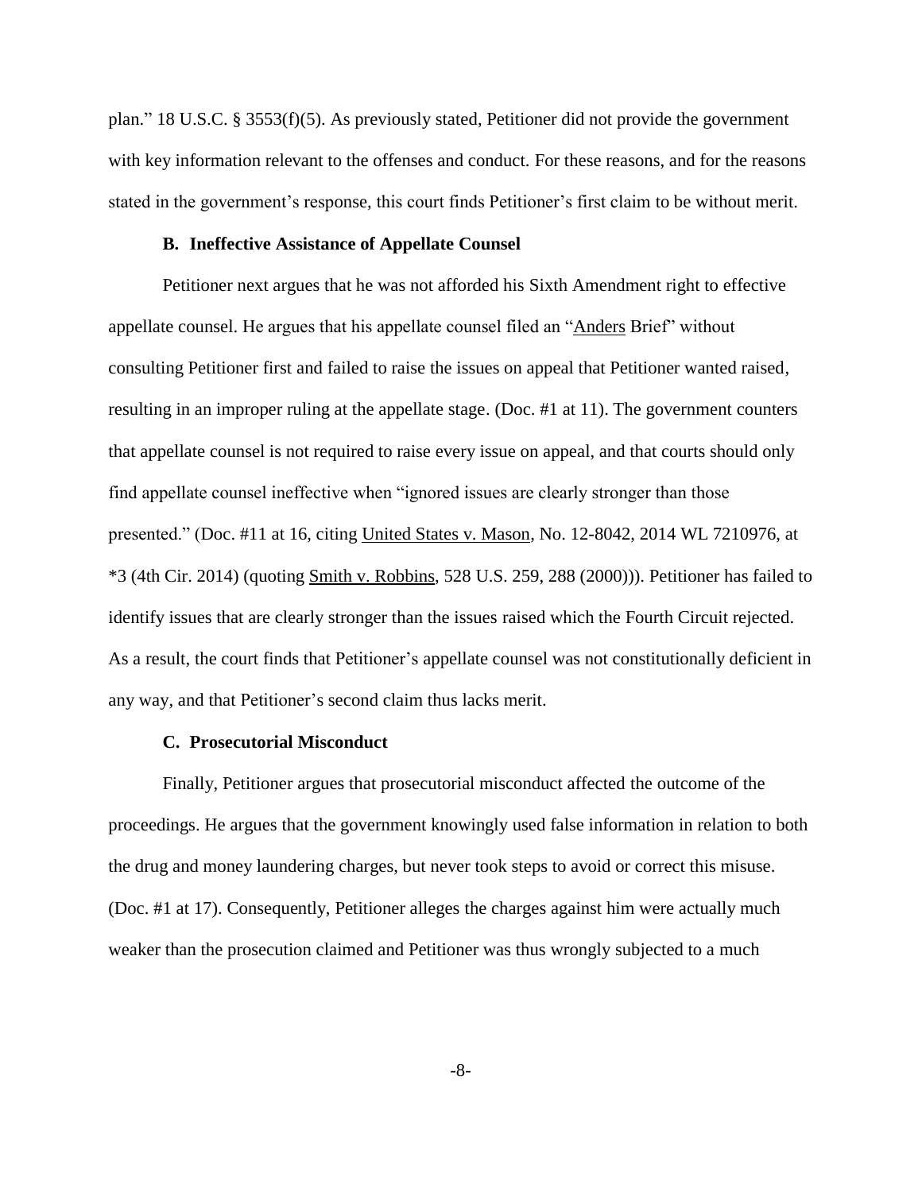plan." 18 U.S.C. § 3553(f)(5). As previously stated, Petitioner did not provide the government with key information relevant to the offenses and conduct. For these reasons, and for the reasons stated in the government's response, this court finds Petitioner's first claim to be without merit.

### B. Ineffective Assistance of Appellate Counsel

Petitioner next argues that he was not afforded his Sixth Amendment right to effective appellate counsel. He argues that his appellate counsel filed an "Anders Brief" without consulting Petitioner first and failed to raise the issues on appeal that Petitioner wanted raised, resulting in an improper ruling at the appellate stage. (Doc. #1 at 11). The government counters that appellate counsel is not required to raise every issue on appeal, and that courts should only find appellate counsel ineffective when "ignored issues are clearly stronger than those presented." (Doc. #11 at 16, citing United States v. Mason, No. 12-8042, 2014 WL 7210976, at *3 (4th Cir. 2014) (quoting Smith v. Robbins, 528 U.S. 259, 288 (2000))). Petitioner has failed to identify issues that are clearly stronger than the issues raised which the Fourth Circuit rejected. As a result, the court finds that Petitioner's appellate counsel was not constitutionally deficient in any way, and that Petitioner's second claim thus lacks merit.

### C. Prosecutorial Misconduct

Finally, Petitioner argues that prosecutorial misconduct affected the outcome of the proceedings. He argues that the government knowingly used false information in relation to both the drug and money laundering charges, but never took steps to avoid or correct this misuse. (Doc. #1 at 17). Consequently, Petitioner alleges the charges against him were actually much weaker than the prosecution claimed and Petitioner was thus wrongly subjected to a much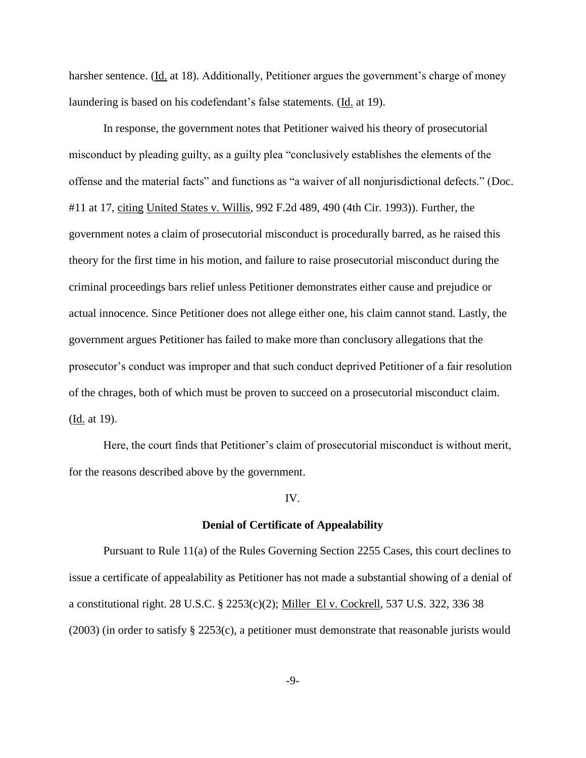harsher sentence. (Id. at 18). Additionally, Petitioner argues the government's charge of money laundering is based on his codefendant's false statements. (Id. at 19).

In response, the government notes that Petitioner waived his theory of prosecutorial misconduct by pleading guilty, as a guilty plea "conclusively establishes the elements of the offense and the material facts" and functions as "a waiver of all nonjurisdictional defects." (Doc. #11 at 17, citing United States v. Willis, 992 F.2d 489, 490 (4th Cir. 1993)). Further, the government notes a claim of prosecutorial misconduct is procedurally barred, as he raised this theory for the first time in his motion, and failure to raise prosecutorial misconduct during the criminal proceedings bars relief unless Petitioner demonstrates either cause and prejudice or actual innocence. Since Petitioner does not allege either one, his claim cannot stand. Lastly, the government argues Petitioner has failed to make more than conclusory allegations that the prosecutor's conduct was improper and that such conduct deprived Petitioner of a fair resolution of the chrages, both of which must be proven to succeed on a prosecutorial misconduct claim. (Id. at 19).

Here, the court finds that Petitioner's claim of prosecutorial misconduct is without merit, for the reasons described above by the government.

IV.

**Denial of Certificate of Appealability**

Pursuant to Rule 11(a) of the Rules Governing Section 2255 Cases, this court declines to issue a certificate of appealability as Petitioner has not made a substantial showing of a denial of a constitutional right. 28 U.S.C. § 2253(c)(2); Miller El v. Cockrell, 537 U.S. 322, 336 38 (2003) (in order to satisfy § 2253(c), a petitioner must demonstrate that reasonable jurists would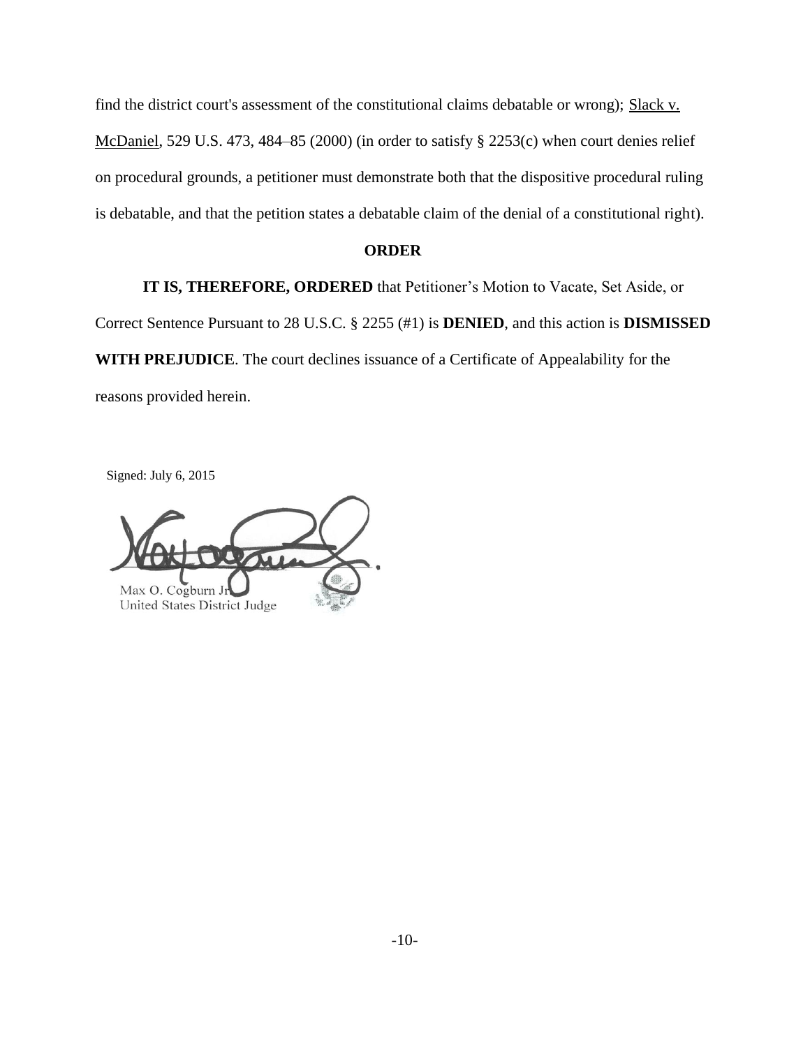find the district court's assessment of the constitutional claims debatable or wrong); Slack v. McDaniel, 529 U.S. 473, 484–85 (2000) (in order to satisfy § 2253(c) when court denies relief on procedural grounds, a petitioner must demonstrate both that the dispositive procedural ruling is debatable, and that the petition states a debatable claim of the denial of a constitutional right).

## ORDER

**IT IS, THEREFORE, ORDERED** that Petitioner's Motion to Vacate, Set Aside, or Correct Sentence Pursuant to 28 U.S.C. § 2255 (#1) is **DENIED**, and this action is **DISMISSED WITH PREJUDICE**. The court declines issuance of a Certificate of Appealability for the reasons provided herein.

Signed: July 6, 2015

Max O. Cogburn Jr.
United States District Judge